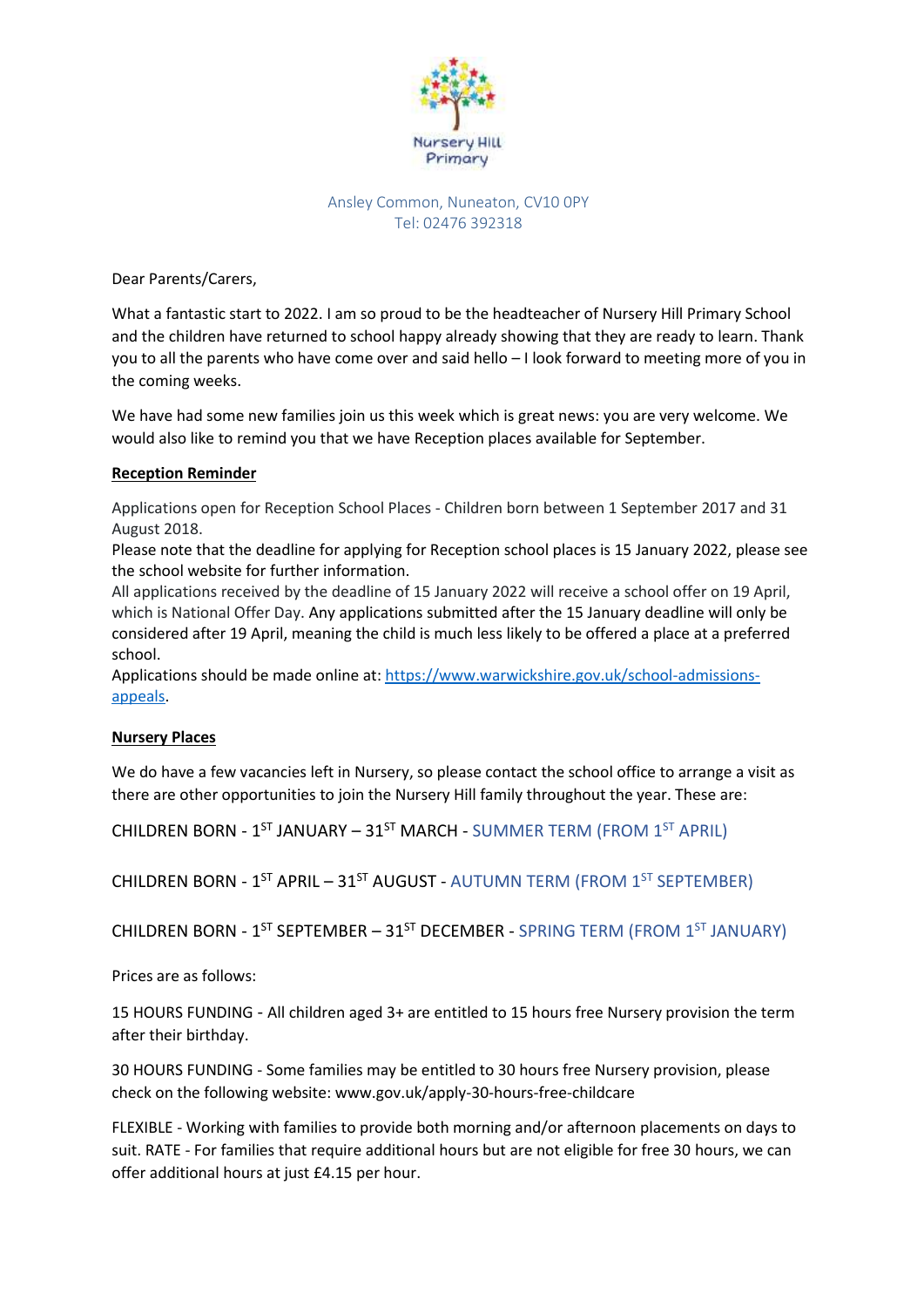Nursery Hill Primary

Ansley Common, Nuneaton, CV10 0PY
Tel: 02476 392318

Dear Parents/Carers,

What a fantastic start to 2022. I am so proud to be the headteacher of Nursery Hill Primary School and the children have returned to school happy already showing that they are ready to learn. Thank you to all the parents who have come over and said hello – I look forward to meeting more of you in the coming weeks.

We have had some new families join us this week which is great news: you are very welcome. We would also like to remind you that we have Reception places available for September.

**Reception Reminder**

Applications open for Reception School Places - Children born between 1 September 2017 and 31 August 2018.
Please note that the deadline for applying for Reception school places is 15 January 2022, please see the school website for further information.
All applications received by the deadline of 15 January 2022 will receive a school offer on 19 April, which is National Offer Day. Any applications submitted after the 15 January deadline will only be considered after 19 April, meaning the child is much less likely to be offered a place at a preferred school.
Applications should be made online at: [https://www.warwickshire.gov.uk/school-admissions-appeals](https://www.warwickshire.gov.uk/school-admissions-appeals).

**Nursery Places**

We do have a few vacancies left in Nursery, so please contact the school office to arrange a visit as there are other opportunities to join the Nursery Hill family throughout the year. These are:

CHILDREN BORN - 1ST JANUARY – 31ST MARCH - SUMMER TERM (FROM 1ST APRIL)

CHILDREN BORN - 1ST APRIL – 31ST AUGUST - AUTUMN TERM (FROM 1ST SEPTEMBER)

CHILDREN BORN - 1ST SEPTEMBER – 31ST DECEMBER - SPRING TERM (FROM 1ST JANUARY)

Prices are as follows:

15 HOURS FUNDING - All children aged 3+ are entitled to 15 hours free Nursery provision the term after their birthday.

30 HOURS FUNDING - Some families may be entitled to 30 hours free Nursery provision, please check on the following website: www.gov.uk/apply-30-hours-free-childcare

FLEXIBLE - Working with families to provide both morning and/or afternoon placements on days to suit. RATE - For families that require additional hours but are not eligible for free 30 hours, we can offer additional hours at just £4.15 per hour.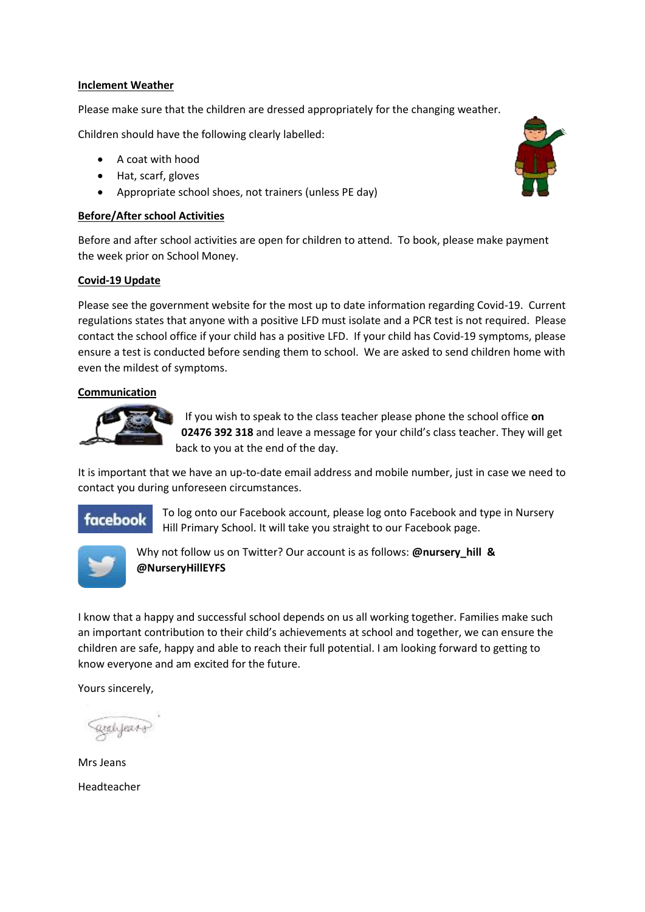**Inclement Weather**

Please make sure that the children are dressed appropriately for the changing weather.

Children should have the following clearly labelled:

- A coat with hood
- Hat, scarf, gloves
- Appropriate school shoes, not trainers (unless PE day)

**Before/After school Activities**

Before and after school activities are open for children to attend. To book, please make payment the week prior on School Money.

**Covid-19 Update**

Please see the government website for the most up to date information regarding Covid-19. Current regulations states that anyone with a positive LFD must isolate and a PCR test is not required. Please contact the school office if your child has a positive LFD. If your child has Covid-19 symptoms, please ensure a test is conducted before sending them to school. We are asked to send children home with even the mildest of symptoms.

**Communication**

If you wish to speak to the class teacher please phone the school office **on 02476 392 318** and leave a message for your child's class teacher. They will get back to you at the end of the day.

It is important that we have an up-to-date email address and mobile number, just in case we need to contact you during unforeseen circumstances.

To log onto our Facebook account, please log onto Facebook and type in Nursery Hill Primary School. It will take you straight to our Facebook page.

Why not follow us on Twitter? Our account is as follows: **@nursery_hill & @NurseryHillEYFS**

I know that a happy and successful school depends on us all working together. Families make such an important contribution to their child's achievements at school and together, we can ensure the children are safe, happy and able to reach their full potential. I am looking forward to getting to know everyone and am excited for the future.

Yours sincerely,

Mrs Jeans

Headteacher